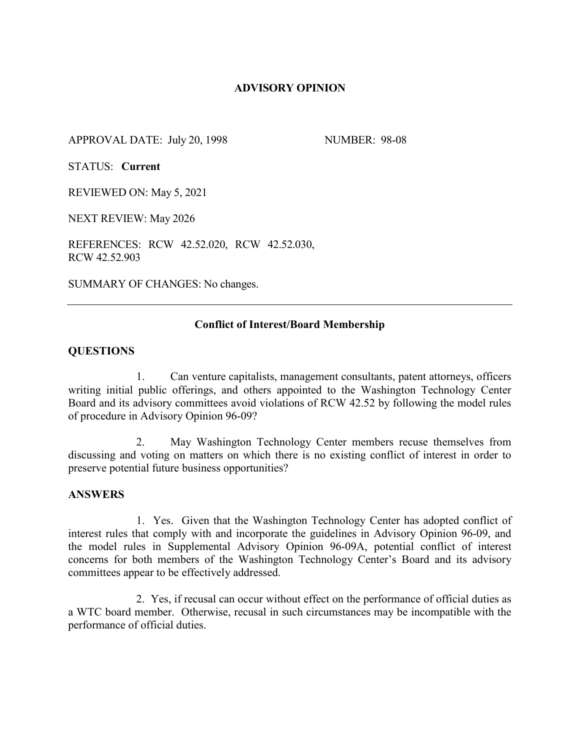# ADVISORY OPINION

APPROVAL DATE: July 20, 1998 NUMBER: 98-08

STATUS: **Current**

REVIEWED ON: May 5, 2021

NEXT REVIEW: May 2026

REFERENCES: RCW 42.52.020, RCW 42.52.030, RCW 42.52.903

SUMMARY OF CHANGES: No changes.

---

## Conflict of Interest/Board Membership

### QUESTIONS

1. Can venture capitalists, management consultants, patent attorneys, officers writing initial public offerings, and others appointed to the Washington Technology Center Board and its advisory committees avoid violations of RCW 42.52 by following the model rules of procedure in Advisory Opinion 96-09?

2. May Washington Technology Center members recuse themselves from discussing and voting on matters on which there is no existing conflict of interest in order to preserve potential future business opportunities?

### ANSWERS

1. Yes. Given that the Washington Technology Center has adopted conflict of interest rules that comply with and incorporate the guidelines in Advisory Opinion 96-09, and the model rules in Supplemental Advisory Opinion 96-09A, potential conflict of interest concerns for both members of the Washington Technology Center's Board and its advisory committees appear to be effectively addressed.

2. Yes, if recusal can occur without effect on the performance of official duties as a WTC board member. Otherwise, recusal in such circumstances may be incompatible with the performance of official duties.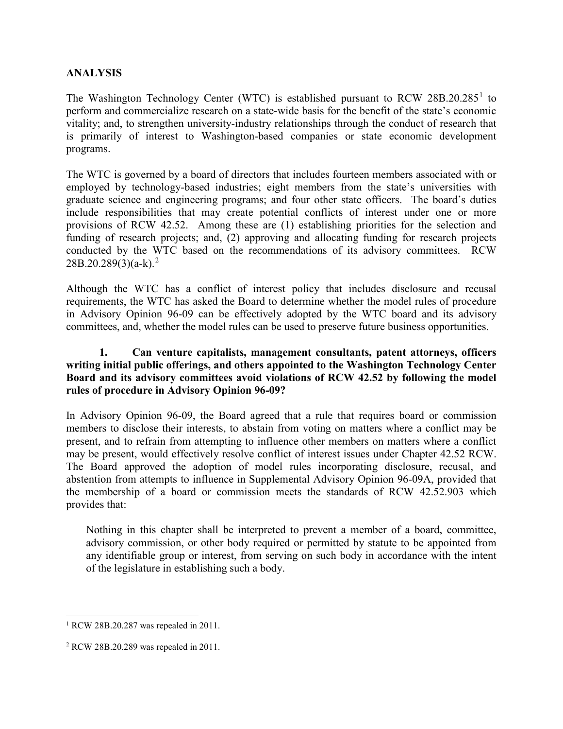## ANALYSIS

The Washington Technology Center (WTC) is established pursuant to RCW 28B.20.285[1] to perform and commercialize research on a state-wide basis for the benefit of the state's economic vitality; and, to strengthen university-industry relationships through the conduct of research that is primarily of interest to Washington-based companies or state economic development programs.

The WTC is governed by a board of directors that includes fourteen members associated with or employed by technology-based industries; eight members from the state's universities with graduate science and engineering programs; and four other state officers. The board's duties include responsibilities that may create potential conflicts of interest under one or more provisions of RCW 42.52. Among these are (1) establishing priorities for the selection and funding of research projects; and, (2) approving and allocating funding for research projects conducted by the WTC based on the recommendations of its advisory committees. RCW 28B.20.289(3)(a-k).[2]

Although the WTC has a conflict of interest policy that includes disclosure and recusal requirements, the WTC has asked the Board to determine whether the model rules of procedure in Advisory Opinion 96-09 can be effectively adopted by the WTC board and its advisory committees, and, whether the model rules can be used to preserve future business opportunities.

**1. Can venture capitalists, management consultants, patent attorneys, officers writing initial public offerings, and others appointed to the Washington Technology Center Board and its advisory committees avoid violations of RCW 42.52 by following the model rules of procedure in Advisory Opinion 96-09?**

In Advisory Opinion 96-09, the Board agreed that a rule that requires board or commission members to disclose their interests, to abstain from voting on matters where a conflict may be present, and to refrain from attempting to influence other members on matters where a conflict may be present, would effectively resolve conflict of interest issues under Chapter 42.52 RCW. The Board approved the adoption of model rules incorporating disclosure, recusal, and abstention from attempts to influence in Supplemental Advisory Opinion 96-09A, provided that the membership of a board or commission meets the standards of RCW 42.52.903 which provides that:

> Nothing in this chapter shall be interpreted to prevent a member of a board, committee, advisory commission, or other body required or permitted by statute to be appointed from any identifiable group or interest, from serving on such body in accordance with the intent of the legislature in establishing such a body.

---

[1] RCW 28B.20.287 was repealed in 2011.

[2] RCW 28B.20.289 was repealed in 2011.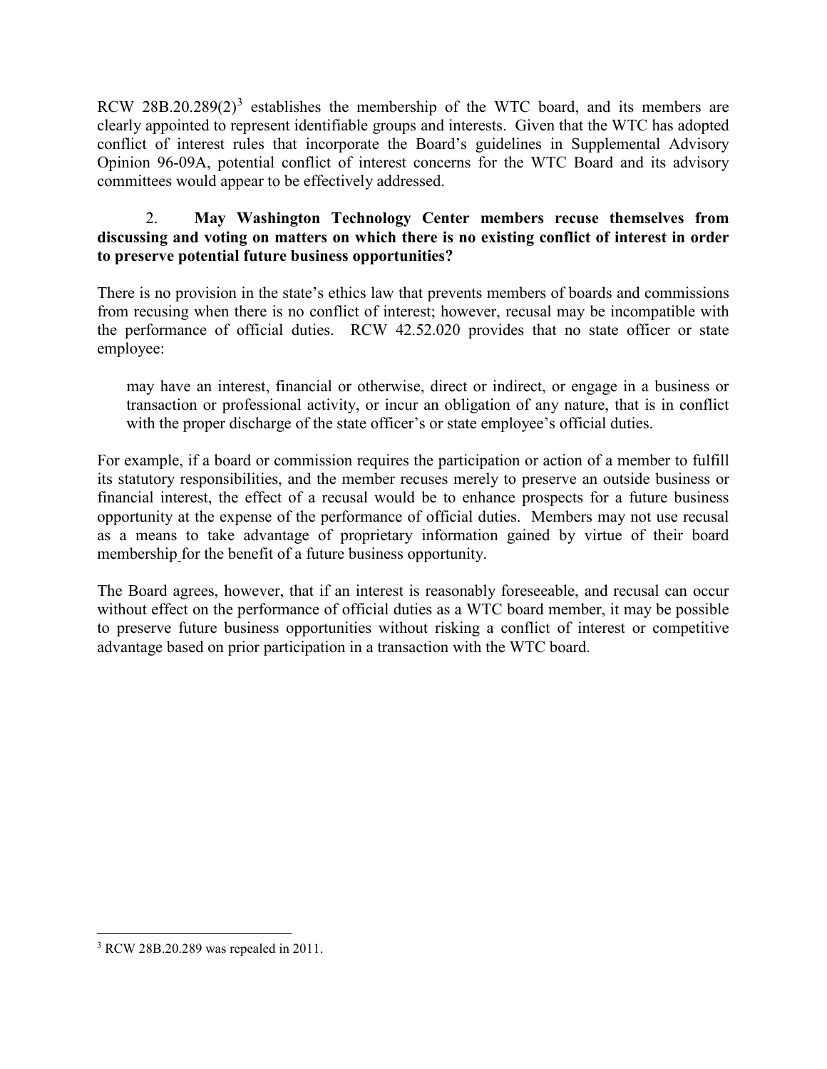RCW 28B.20.289(2)[3] establishes the membership of the WTC board, and its members are clearly appointed to represent identifiable groups and interests. Given that the WTC has adopted conflict of interest rules that incorporate the Board's guidelines in Supplemental Advisory Opinion 96-09A, potential conflict of interest concerns for the WTC Board and its advisory committees would appear to be effectively addressed.

2. **May Washington Technology Center members recuse themselves from discussing and voting on matters on which there is no existing conflict of interest in order to preserve potential future business opportunities?**

There is no provision in the state's ethics law that prevents members of boards and commissions from recusing when there is no conflict of interest; however, recusal may be incompatible with the performance of official duties. RCW 42.52.020 provides that no state officer or state employee:

> may have an interest, financial or otherwise, direct or indirect, or engage in a business or transaction or professional activity, or incur an obligation of any nature, that is in conflict with the proper discharge of the state officer's or state employee's official duties.

For example, if a board or commission requires the participation or action of a member to fulfill its statutory responsibilities, and the member recuses merely to preserve an outside business or financial interest, the effect of a recusal would be to enhance prospects for a future business opportunity at the expense of the performance of official duties. Members may not use recusal as a means to take advantage of proprietary information gained by virtue of their board membership for the benefit of a future business opportunity.

The Board agrees, however, that if an interest is reasonably foreseeable, and recusal can occur without effect on the performance of official duties as a WTC board member, it may be possible to preserve future business opportunities without risking a conflict of interest or competitive advantage based on prior participation in a transaction with the WTC board.

[3] RCW 28B.20.289 was repealed in 2011.